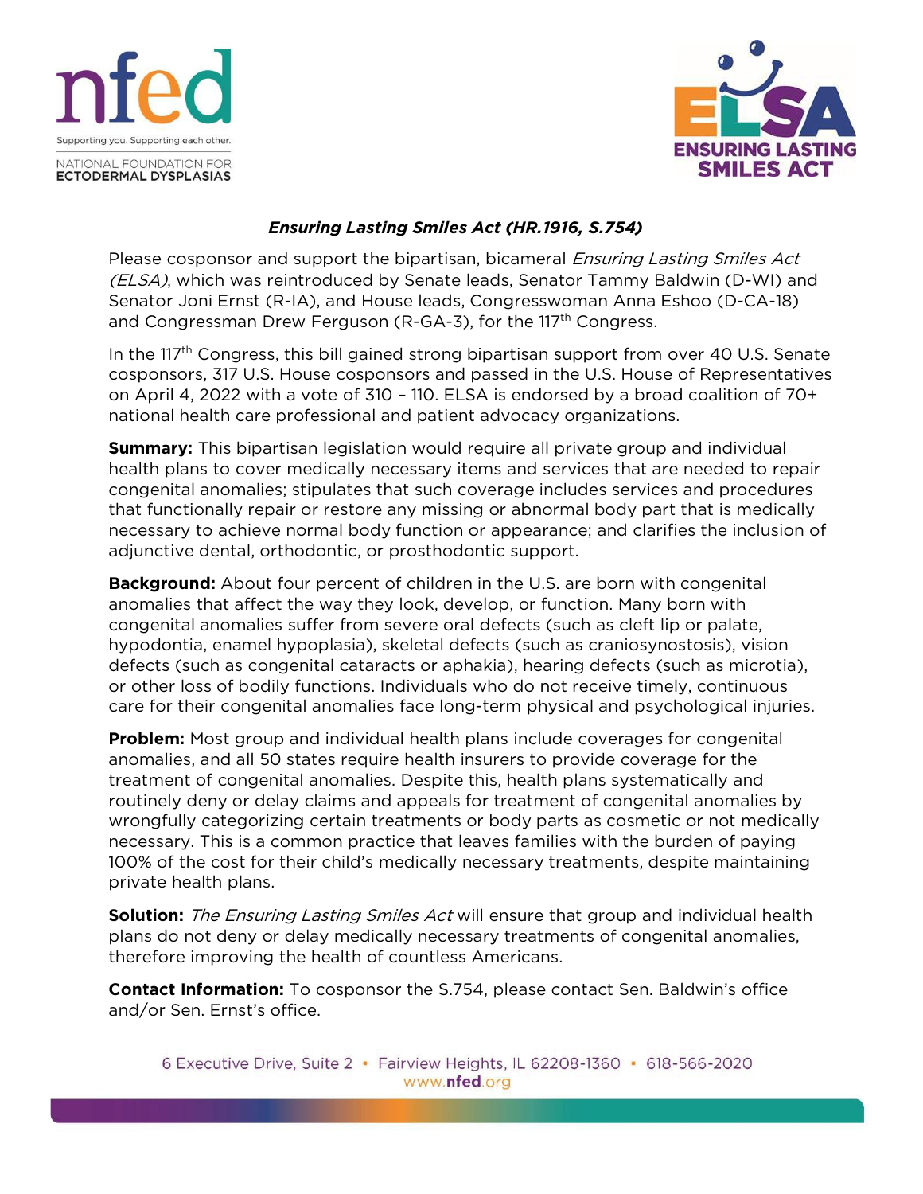nfed

Supporting you. Supporting each other.

NATIONAL FOUNDATION FOR ECTODERMAL DYSPLASIAS

ELSA — ENSURING LASTING SMILES ACT

## *Ensuring Lasting Smiles Act (HR.1916, S.754)*

Please cosponsor and support the bipartisan, bicameral *Ensuring Lasting Smiles Act (ELSA)*, which was reintroduced by Senate leads, Senator Tammy Baldwin (D-WI) and Senator Joni Ernst (R-IA), and House leads, Congresswoman Anna Eshoo (D-CA-18) and Congressman Drew Ferguson (R-GA-3), for the 117th Congress.

In the 117th Congress, this bill gained strong bipartisan support from over 40 U.S. Senate cosponsors, 317 U.S. House cosponsors and passed in the U.S. House of Representatives on April 4, 2022 with a vote of 310 – 110. ELSA is endorsed by a broad coalition of 70+ national health care professional and patient advocacy organizations.

**Summary:** This bipartisan legislation would require all private group and individual health plans to cover medically necessary items and services that are needed to repair congenital anomalies; stipulates that such coverage includes services and procedures that functionally repair or restore any missing or abnormal body part that is medically necessary to achieve normal body function or appearance; and clarifies the inclusion of adjunctive dental, orthodontic, or prosthodontic support.

**Background:** About four percent of children in the U.S. are born with congenital anomalies that affect the way they look, develop, or function. Many born with congenital anomalies suffer from severe oral defects (such as cleft lip or palate, hypodontia, enamel hypoplasia), skeletal defects (such as craniosynostosis), vision defects (such as congenital cataracts or aphakia), hearing defects (such as microtia), or other loss of bodily functions. Individuals who do not receive timely, continuous care for their congenital anomalies face long-term physical and psychological injuries.

**Problem:** Most group and individual health plans include coverages for congenital anomalies, and all 50 states require health insurers to provide coverage for the treatment of congenital anomalies. Despite this, health plans systematically and routinely deny or delay claims and appeals for treatment of congenital anomalies by wrongfully categorizing certain treatments or body parts as cosmetic or not medically necessary. This is a common practice that leaves families with the burden of paying 100% of the cost for their child's medically necessary treatments, despite maintaining private health plans.

**Solution:** *The Ensuring Lasting Smiles Act* will ensure that group and individual health plans do not deny or delay medically necessary treatments of congenital anomalies, therefore improving the health of countless Americans.

**Contact Information:** To cosponsor the S.754, please contact Sen. Baldwin's office and/or Sen. Ernst's office.

6 Executive Drive, Suite 2 • Fairview Heights, IL 62208-1360 • 618-566-2020
www.nfed.org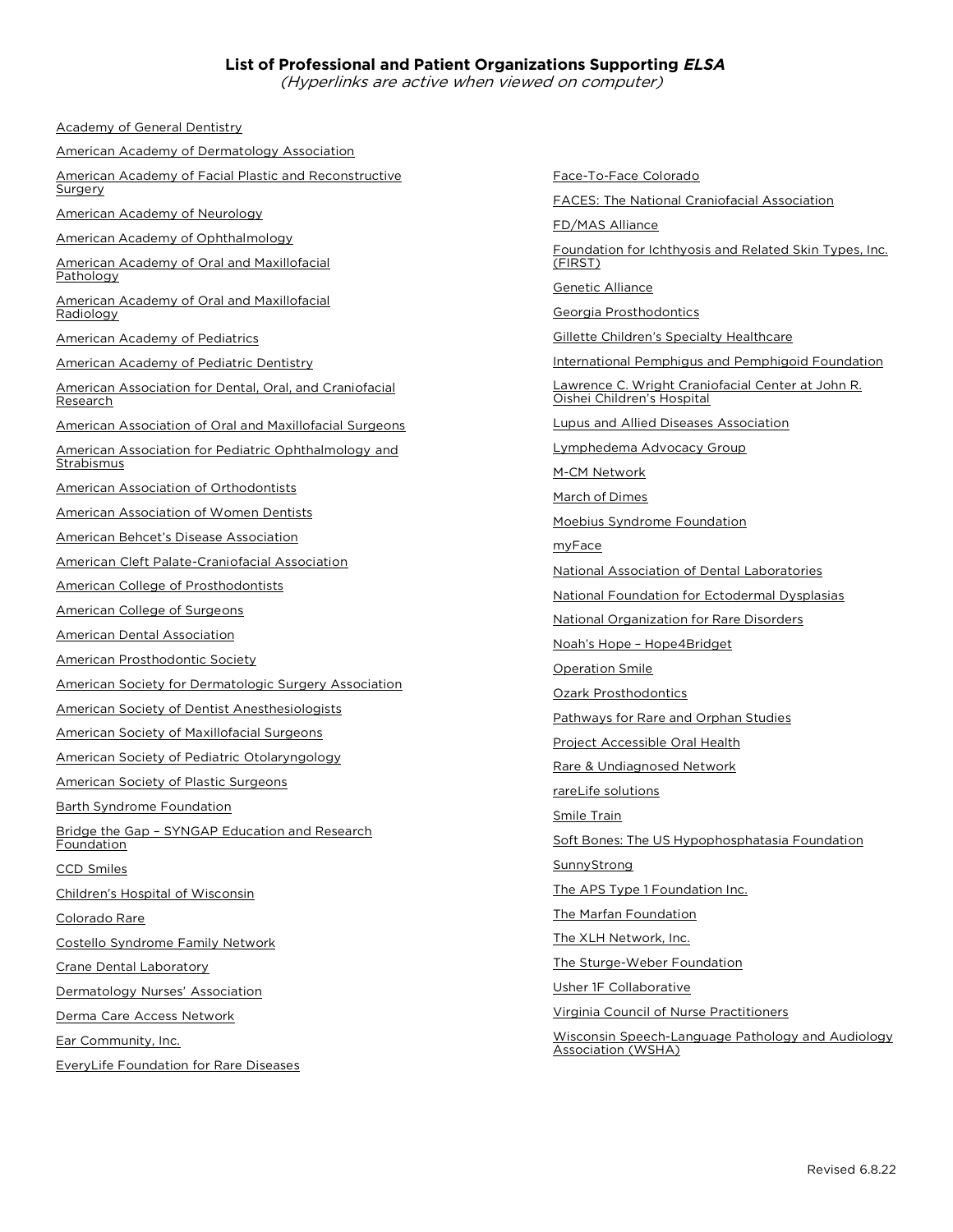**List of Professional and Patient Organizations Supporting *ELSA***

*(Hyperlinks are active when viewed on computer)*

- Academy of General Dentistry
- American Academy of Dermatology Association
- American Academy of Facial Plastic and Reconstructive Surgery
- American Academy of Neurology
- American Academy of Ophthalmology
- American Academy of Oral and Maxillofacial Pathology
- American Academy of Oral and Maxillofacial Radiology
- American Academy of Pediatrics
- American Academy of Pediatric Dentistry
- American Association for Dental, Oral, and Craniofacial Research
- American Association of Oral and Maxillofacial Surgeons
- American Association for Pediatric Ophthalmology and Strabismus
- American Association of Orthodontists
- American Association of Women Dentists
- American Behcet's Disease Association
- American Cleft Palate-Craniofacial Association
- American College of Prosthodontists
- American College of Surgeons
- American Dental Association
- American Prosthodontic Society
- American Society for Dermatologic Surgery Association
- American Society of Dentist Anesthesiologists
- American Society of Maxillofacial Surgeons
- American Society of Pediatric Otolaryngology
- American Society of Plastic Surgeons
- Barth Syndrome Foundation
- Bridge the Gap – SYNGAP Education and Research Foundation
- CCD Smiles
- Children's Hospital of Wisconsin
- Colorado Rare
- Costello Syndrome Family Network
- Crane Dental Laboratory
- Dermatology Nurses' Association
- Derma Care Access Network
- Ear Community, Inc.
- EveryLife Foundation for Rare Diseases
- Face-To-Face Colorado
- FACES: The National Craniofacial Association
- FD/MAS Alliance
- Foundation for Ichthyosis and Related Skin Types, Inc. (FIRST)
- Genetic Alliance
- Georgia Prosthodontics
- Gillette Children's Specialty Healthcare
- International Pemphigus and Pemphigoid Foundation
- Lawrence C. Wright Craniofacial Center at John R. Oishei Children's Hospital
- Lupus and Allied Diseases Association
- Lymphedema Advocacy Group
- M-CM Network
- March of Dimes
- Moebius Syndrome Foundation
- myFace
- National Association of Dental Laboratories
- National Foundation for Ectodermal Dysplasias
- National Organization for Rare Disorders
- Noah's Hope – Hope4Bridget
- Operation Smile
- Ozark Prosthodontics
- Pathways for Rare and Orphan Studies
- Project Accessible Oral Health
- Rare & Undiagnosed Network
- rareLife solutions
- Smile Train
- Soft Bones: The US Hypophosphatasia Foundation
- SunnyStrong
- The APS Type 1 Foundation Inc.
- The Marfan Foundation
- The XLH Network, Inc.
- The Sturge-Weber Foundation
- Usher 1F Collaborative
- Virginia Council of Nurse Practitioners
- Wisconsin Speech-Language Pathology and Audiology Association (WSHA)

Revised 6.8.22